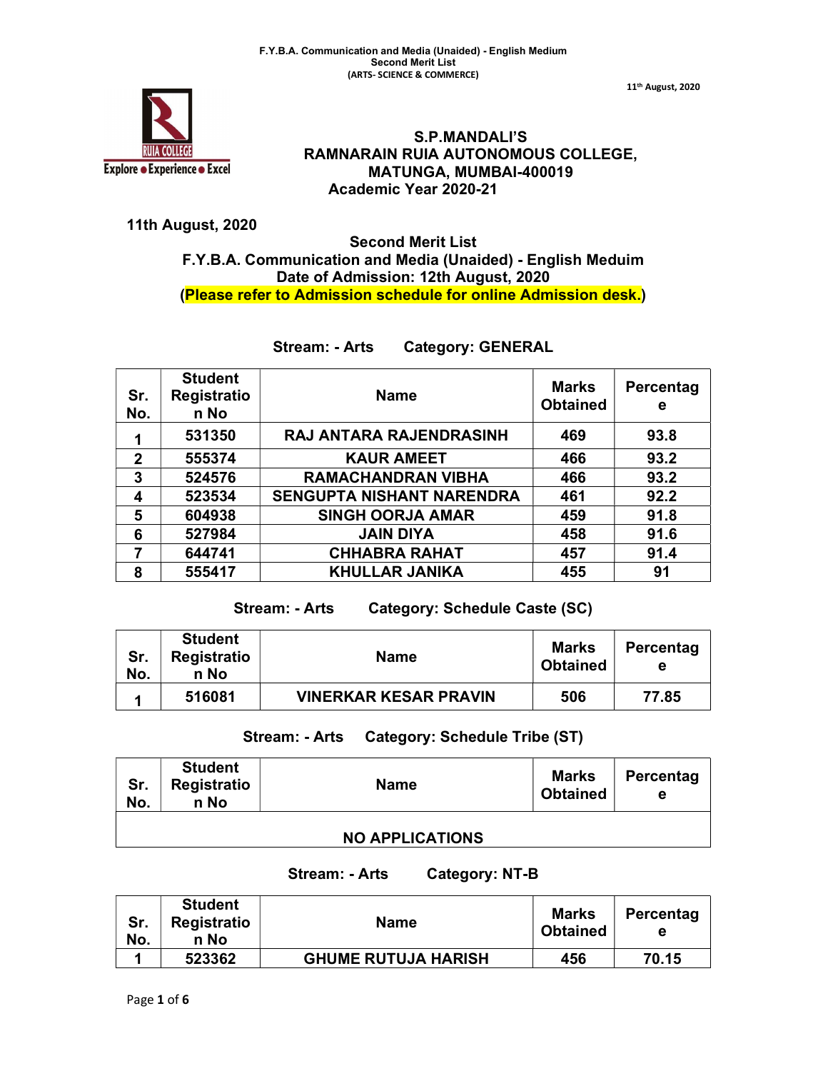F.Y.B.A. Communication and Media (Unaided) - English Medium
Second Merit List
(ARTS- SCIENCE & COMMERCE)

11th August, 2020

# S.P.MANDALI'S
# RAMNARAIN RUIA AUTONOMOUS COLLEGE, MATUNGA, MUMBAI-400019
## Academic Year 2020-21

**11th August, 2020**

**Second Merit List**
**F.Y.B.A. Communication and Media (Unaided) - English Meduim**
**Date of Admission: 12th August, 2020**
**(Please refer to Admission schedule for online Admission desk.)**

### Stream: - Arts Category: GENERAL

| Sr. No. | Student Registration No | Name | Marks Obtained | Percentage |
|---|---|---|---|---|
| 1 | 531350 | RAJ ANTARA RAJENDRASINH | 469 | 93.8 |
| 2 | 555374 | KAUR AMEET | 466 | 93.2 |
| 3 | 524576 | RAMACHANDRAN VIBHA | 466 | 93.2 |
| 4 | 523534 | SENGUPTA NISHANT NARENDRA | 461 | 92.2 |
| 5 | 604938 | SINGH OORJA AMAR | 459 | 91.8 |
| 6 | 527984 | JAIN DIYA | 458 | 91.6 |
| 7 | 644741 | CHHABRA RAHAT | 457 | 91.4 |
| 8 | 555417 | KHULLAR JANIKA | 455 | 91 |

### Stream: - Arts Category: Schedule Caste (SC)

| Sr. No. | Student Registration No | Name | Marks Obtained | Percentage |
|---|---|---|---|---|
| 1 | 516081 | VINERKAR KESAR PRAVIN | 506 | 77.85 |

### Stream: - Arts Category: Schedule Tribe (ST)

| Sr. No. | Student Registration No | Name | Marks Obtained | Percentage |
|---|---|---|---|---|
| NO APPLICATIONS | | | | |

### Stream: - Arts Category: NT-B

| Sr. No. | Student Registration No | Name | Marks Obtained | Percentage |
|---|---|---|---|---|
| 1 | 523362 | GHUME RUTUJA HARISH | 456 | 70.15 |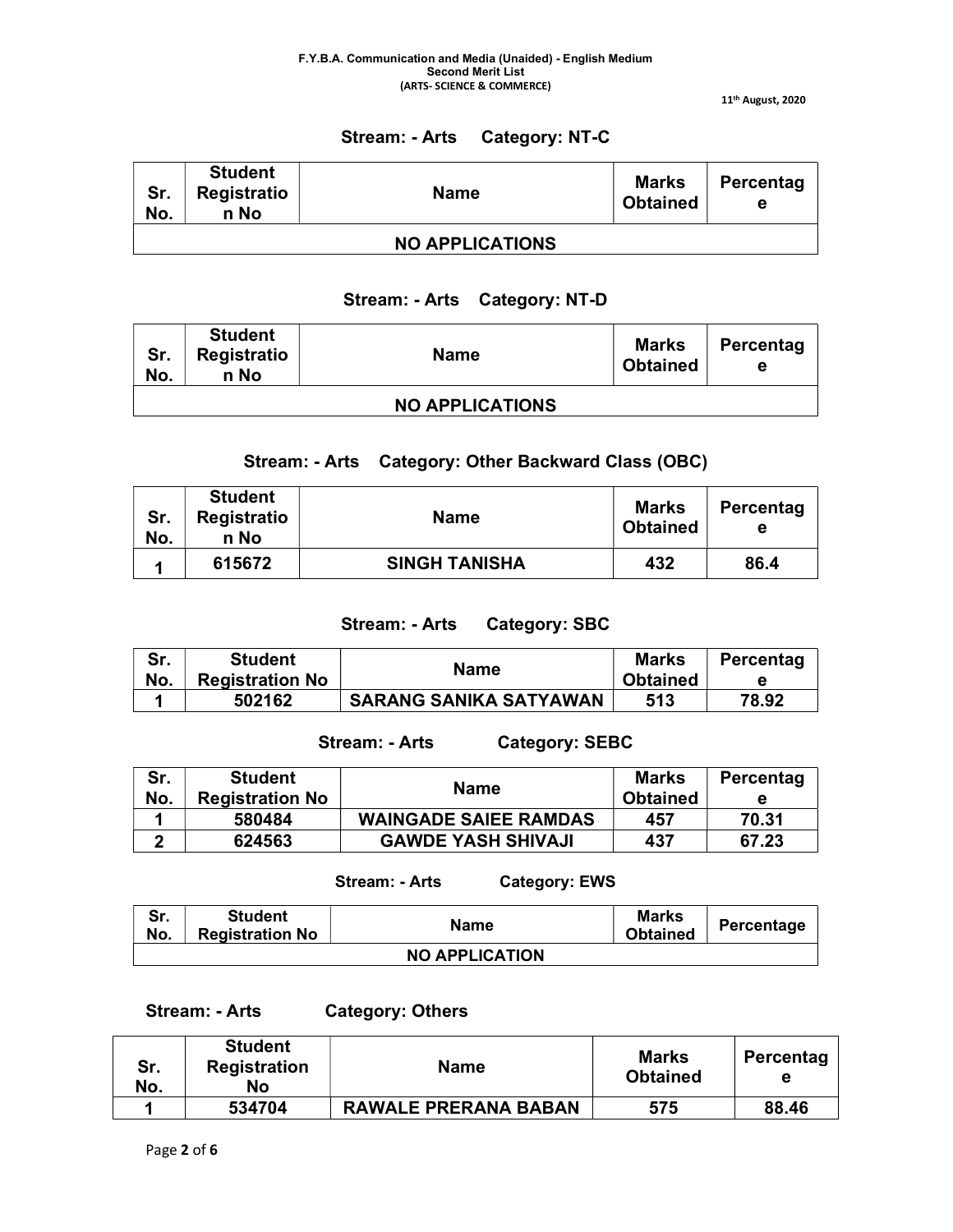**F.Y.B.A. Communication and Media (Unaided) - English Medium**
**Second Merit List**
**(ARTS- SCIENCE & COMMERCE)**

**11th August, 2020**

### Stream: - Arts Category: NT-C

| Sr. No. | Student Registration No | Name | Marks Obtained | Percentage |
|---|---|---|---|---|
| NO APPLICATIONS | | | | |

### Stream: - Arts Category: NT-D

| Sr. No. | Student Registration No | Name | Marks Obtained | Percentage |
|---|---|---|---|---|
| NO APPLICATIONS | | | | |

### Stream: - Arts Category: Other Backward Class (OBC)

| Sr. No. | Student Registration No | Name | Marks Obtained | Percentage |
|---|---|---|---|---|
| 1 | 615672 | SINGH TANISHA | 432 | 86.4 |

### Stream: - Arts Category: SBC

| Sr. No. | Student Registration No | Name | Marks Obtained | Percentage |
|---|---|---|---|---|
| 1 | 502162 | SARANG SANIKA SATYAWAN | 513 | 78.92 |

### Stream: - Arts Category: SEBC

| Sr. No. | Student Registration No | Name | Marks Obtained | Percentage |
|---|---|---|---|---|
| 1 | 580484 | WAINGADE SAIEE RAMDAS | 457 | 70.31 |
| 2 | 624563 | GAWDE YASH SHIVAJI | 437 | 67.23 |

### Stream: - Arts Category: EWS

| Sr. No. | Student Registration No | Name | Marks Obtained | Percentage |
|---|---|---|---|---|
| NO APPLICATION | | | | |

### Stream: - Arts Category: Others

| Sr. No. | Student Registration No | Name | Marks Obtained | Percentage |
|---|---|---|---|---|
| 1 | 534704 | RAWALE PRERANA BABAN | 575 | 88.46 |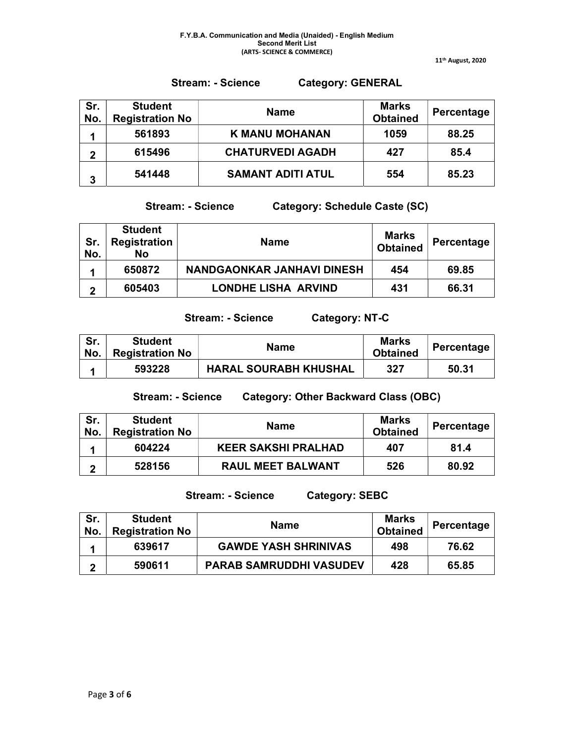F.Y.B.A. Communication and Media (Unaided) - English Medium
Second Merit List
(ARTS- SCIENCE & COMMERCE)

11th August, 2020

**Stream: - Science          Category: GENERAL**

| Sr. No. | Student Registration No | Name | Marks Obtained | Percentage |
|---|---|---|---|---|
| 1 | 561893 | K MANU MOHANAN | 1059 | 88.25 |
| 2 | 615496 | CHATURVEDI AGADH | 427 | 85.4 |
| 3 | 541448 | SAMANT ADITI ATUL | 554 | 85.23 |

**Stream: - Science          Category: Schedule Caste (SC)**

| Sr. No. | Student Registration No | Name | Marks Obtained | Percentage |
|---|---|---|---|---|
| 1 | 650872 | NANDGAONKAR JANHAVI DINESH | 454 | 69.85 |
| 2 | 605403 | LONDHE LISHA ARVIND | 431 | 66.31 |

**Stream: - Science          Category: NT-C**

| Sr. No. | Student Registration No | Name | Marks Obtained | Percentage |
|---|---|---|---|---|
| 1 | 593228 | HARAL SOURABH KHUSHAL | 327 | 50.31 |

**Stream: - Science          Category: Other Backward Class (OBC)**

| Sr. No. | Student Registration No | Name | Marks Obtained | Percentage |
|---|---|---|---|---|
| 1 | 604224 | KEER SAKSHI PRALHAD | 407 | 81.4 |
| 2 | 528156 | RAUL MEET BALWANT | 526 | 80.92 |

**Stream: - Science          Category: SEBC**

| Sr. No. | Student Registration No | Name | Marks Obtained | Percentage |
|---|---|---|---|---|
| 1 | 639617 | GAWDE YASH SHRINIVAS | 498 | 76.62 |
| 2 | 590611 | PARAB SAMRUDDHI VASUDEV | 428 | 65.85 |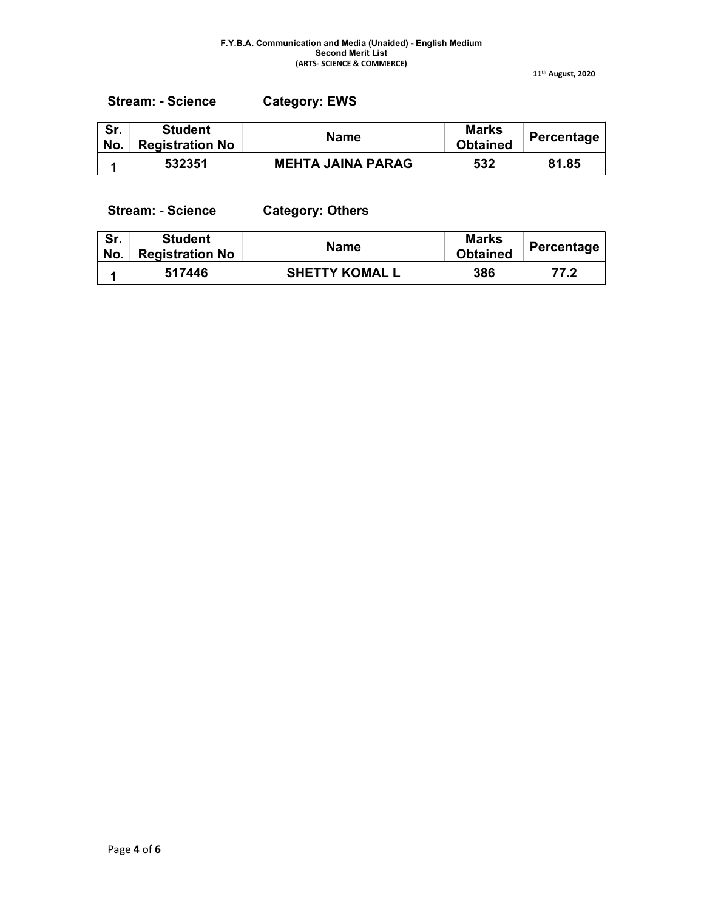**F.Y.B.A. Communication and Media (Unaided) - English Medium**
**Second Merit List**
**(ARTS- SCIENCE & COMMERCE)**

**11th August, 2020**

**Stream: - Science Category: EWS**

| Sr. No. | Student Registration No | Name | Marks Obtained | Percentage |
|---|---|---|---|---|
| 1 | 532351 | MEHTA JAINA PARAG | 532 | 81.85 |

**Stream: - Science Category: Others**

| Sr. No. | Student Registration No | Name | Marks Obtained | Percentage |
|---|---|---|---|---|
| 1 | 517446 | SHETTY KOMAL L | 386 | 77.2 |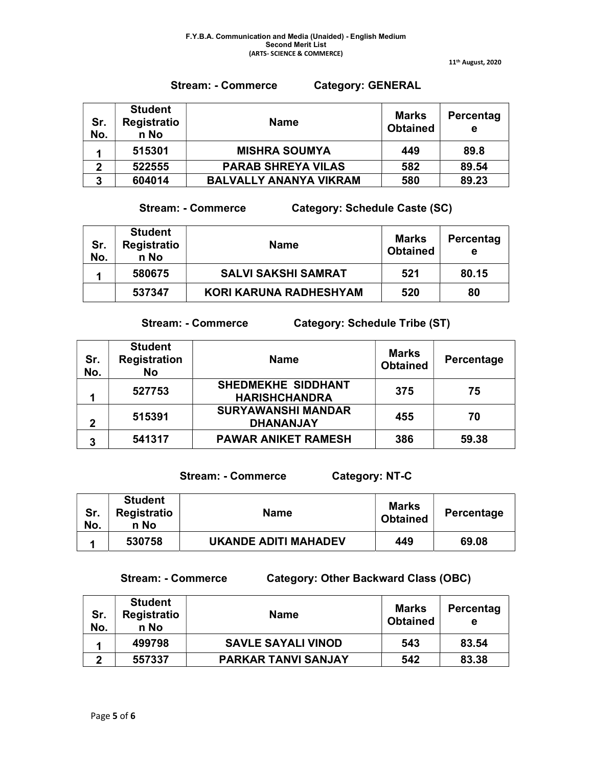**F.Y.B.A. Communication and Media (Unaided) - English Medium**
**Second Merit List**
**(ARTS- SCIENCE & COMMERCE)**

11th August, 2020

**Stream: - Commerce Category: GENERAL**

| Sr. No. | Student Registration No | Name | Marks Obtained | Percentage |
|---|---|---|---|---|
| 1 | 515301 | MISHRA SOUMYA | 449 | 89.8 |
| 2 | 522555 | PARAB SHREYA VILAS | 582 | 89.54 |
| 3 | 604014 | BALVALLY ANANYA VIKRAM | 580 | 89.23 |

**Stream: - Commerce Category: Schedule Caste (SC)**

| Sr. No. | Student Registration No | Name | Marks Obtained | Percentage |
|---|---|---|---|---|
| 1 | 580675 | SALVI SAKSHI SAMRAT | 521 | 80.15 |
| | 537347 | KORI KARUNA RADHESHYAM | 520 | 80 |

**Stream: - Commerce Category: Schedule Tribe (ST)**

| Sr. No. | Student Registration No | Name | Marks Obtained | Percentage |
|---|---|---|---|---|
| 1 | 527753 | SHEDMEKHE SIDDHANT HARISHCHANDRA | 375 | 75 |
| 2 | 515391 | SURYAWANSHI MANDAR DHANANJAY | 455 | 70 |
| 3 | 541317 | PAWAR ANIKET RAMESH | 386 | 59.38 |

**Stream: - Commerce Category: NT-C**

| Sr. No. | Student Registration No | Name | Marks Obtained | Percentage |
|---|---|---|---|---|
| 1 | 530758 | UKANDE ADITI MAHADEV | 449 | 69.08 |

**Stream: - Commerce Category: Other Backward Class (OBC)**

| Sr. No. | Student Registration No | Name | Marks Obtained | Percentage |
|---|---|---|---|---|
| 1 | 499798 | SAVLE SAYALI VINOD | 543 | 83.54 |
| 2 | 557337 | PARKAR TANVI SANJAY | 542 | 83.38 |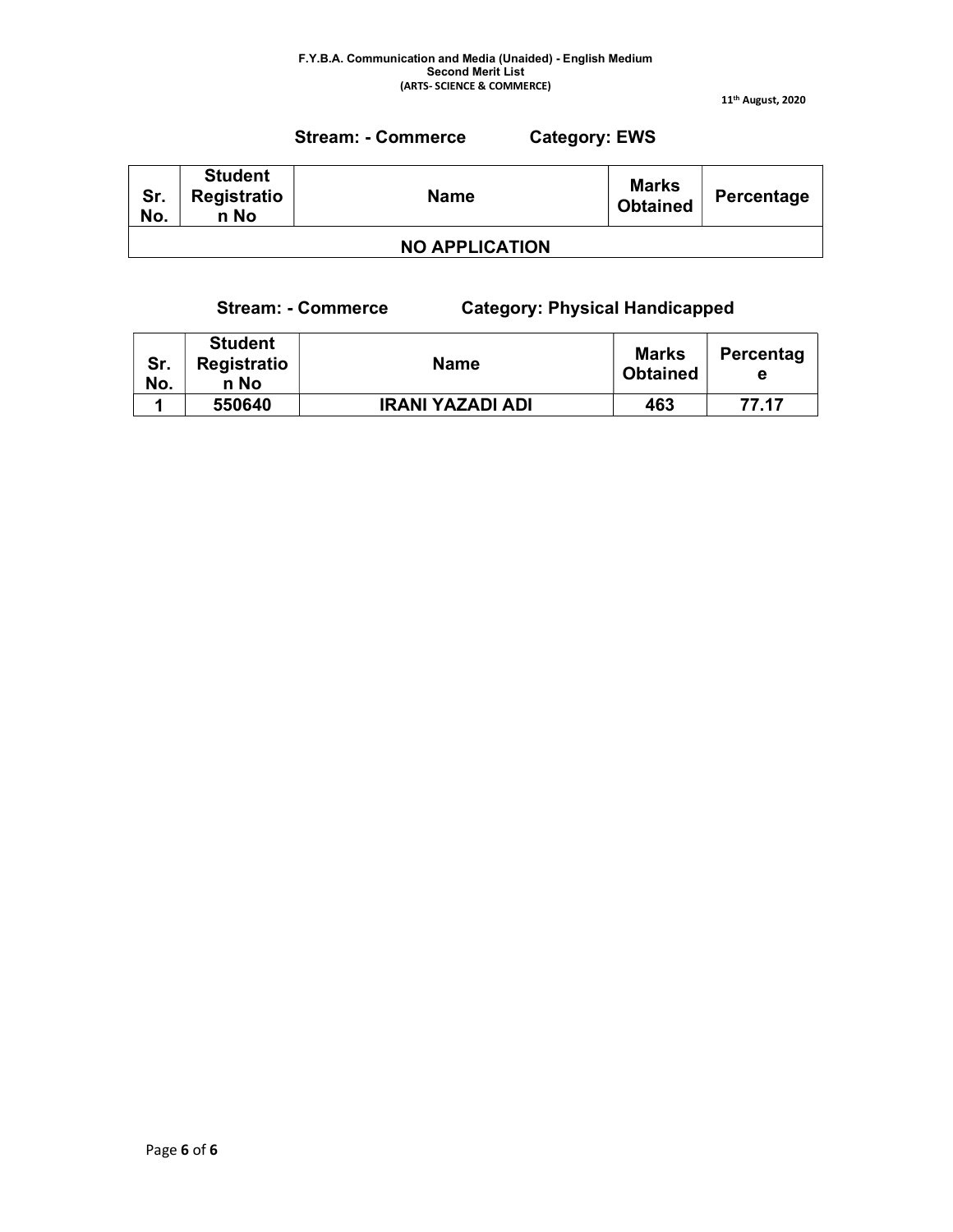**F.Y.B.A. Communication and Media (Unaided) - English Medium**
**Second Merit List**
**(ARTS- SCIENCE & COMMERCE)**

**11th August, 2020**

### Stream: - Commerce Category: EWS

| Sr. No. | Student Registration No | Name | Marks Obtained | Percentage |
|---|---|---|---|---|
| **NO APPLICATION** | | | | |

### Stream: - Commerce Category: Physical Handicapped

| Sr. No. | Student Registration No | Name | Marks Obtained | Percentage |
|---|---|---|---|---|
| 1 | 550640 | IRANI YAZADI ADI | 463 | 77.17 |